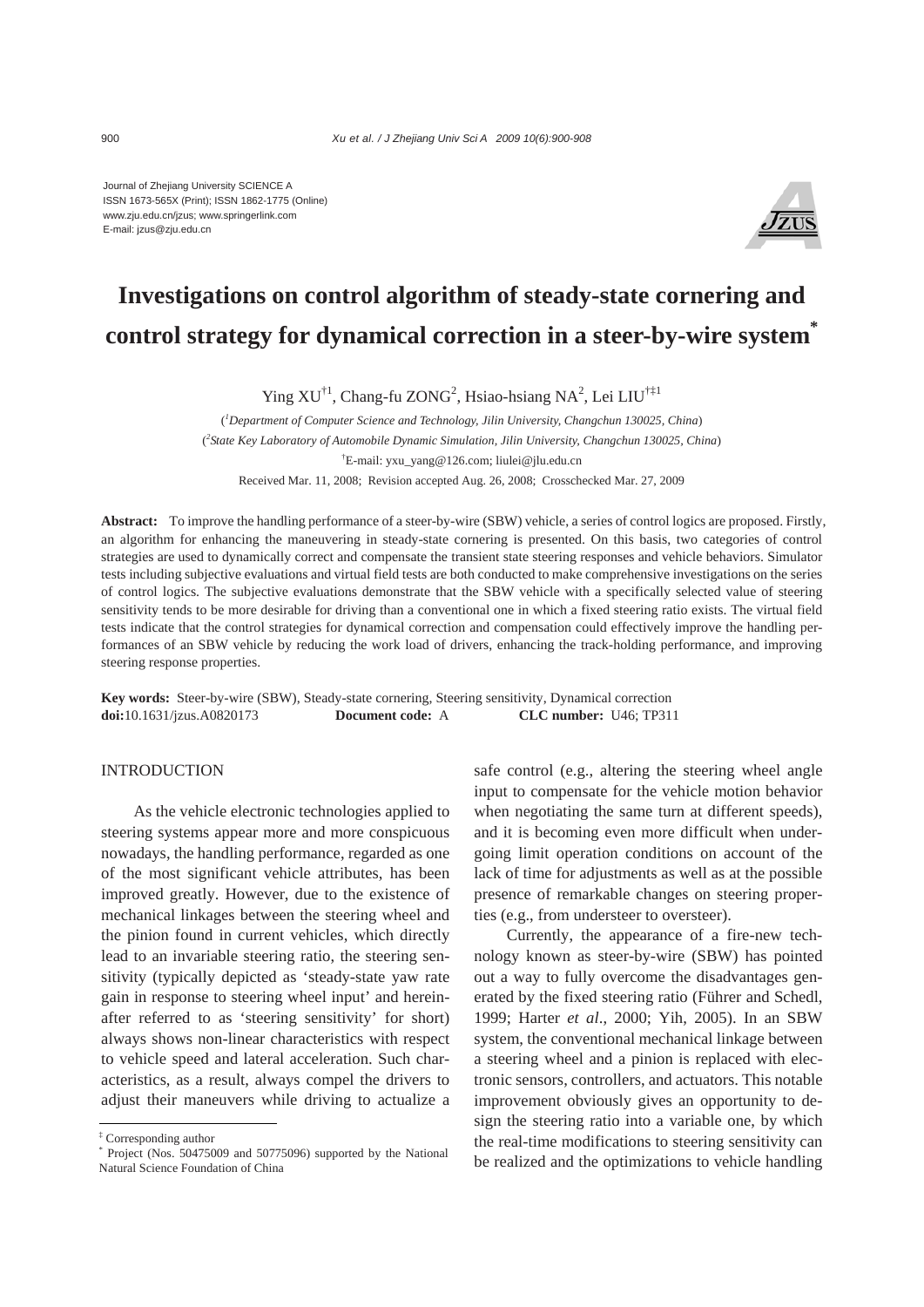Journal of Zhejiang University SCIENCE A
ISSN 1673-565X (Print); ISSN 1862-1775 (Online)
www.zju.edu.cn/jzus; www.springerlink.com
E-mail: jzus@zju.edu.cn

# Investigations on control algorithm of steady-state cornering and control strategy for dynamical correction in a steer-by-wire system*

Ying XU[†1], Chang-fu ZONG[2], Hsiao-hsiang NA[2], Lei LIU[†‡1]

([1]*Department of Computer Science and Technology, Jilin University, Changchun 130025, China*)

([2]*State Key Laboratory of Automobile Dynamic Simulation, Jilin University, Changchun 130025, China*)

[†]E-mail: yxu_yang@126.com; liulei@jlu.edu.cn

Received Mar. 11, 2008; Revision accepted Aug. 26, 2008; Crosschecked Mar. 27, 2009

**Abstract:** To improve the handling performance of a steer-by-wire (SBW) vehicle, a series of control logics are proposed. Firstly, an algorithm for enhancing the maneuvering in steady-state cornering is presented. On this basis, two categories of control strategies are used to dynamically correct and compensate the transient state steering responses and vehicle behaviors. Simulator tests including subjective evaluations and virtual field tests are both conducted to make comprehensive investigations on the series of control logics. The subjective evaluations demonstrate that the SBW vehicle with a specifically selected value of steering sensitivity tends to be more desirable for driving than a conventional one in which a fixed steering ratio exists. The virtual field tests indicate that the control strategies for dynamical correction and compensation could effectively improve the handling performances of an SBW vehicle by reducing the work load of drivers, enhancing the track-holding performance, and improving steering response properties.

**Key words:** Steer-by-wire (SBW), Steady-state cornering, Steering sensitivity, Dynamical correction
**doi:**10.1631/jzus.A0820173 **Document code:** A **CLC number:** U46; TP311

## INTRODUCTION

As the vehicle electronic technologies applied to steering systems appear more and more conspicuous nowadays, the handling performance, regarded as one of the most significant vehicle attributes, has been improved greatly. However, due to the existence of mechanical linkages between the steering wheel and the pinion found in current vehicles, which directly lead to an invariable steering ratio, the steering sensitivity (typically depicted as 'steady-state yaw rate gain in response to steering wheel input' and hereinafter referred to as 'steering sensitivity' for short) always shows non-linear characteristics with respect to vehicle speed and lateral acceleration. Such characteristics, as a result, always compel the drivers to adjust their maneuvers while driving to actualize a safe control (e.g., altering the steering wheel angle input to compensate for the vehicle motion behavior when negotiating the same turn at different speeds), and it is becoming even more difficult when undergoing limit operation conditions on account of the lack of time for adjustments as well as at the possible presence of remarkable changes on steering properties (e.g., from understeer to oversteer).

Currently, the appearance of a fire-new technology known as steer-by-wire (SBW) has pointed out a way to fully overcome the disadvantages generated by the fixed steering ratio (Führer and Schedl, 1999; Harter *et al*., 2000; Yih, 2005). In an SBW system, the conventional mechanical linkage between a steering wheel and a pinion is replaced with electronic sensors, controllers, and actuators. This notable improvement obviously gives an opportunity to design the steering ratio into a variable one, by which the real-time modifications to steering sensitivity can be realized and the optimizations to vehicle handling

---

‡ Corresponding author

\* Project (Nos. 50475009 and 50775096) supported by the National Natural Science Foundation of China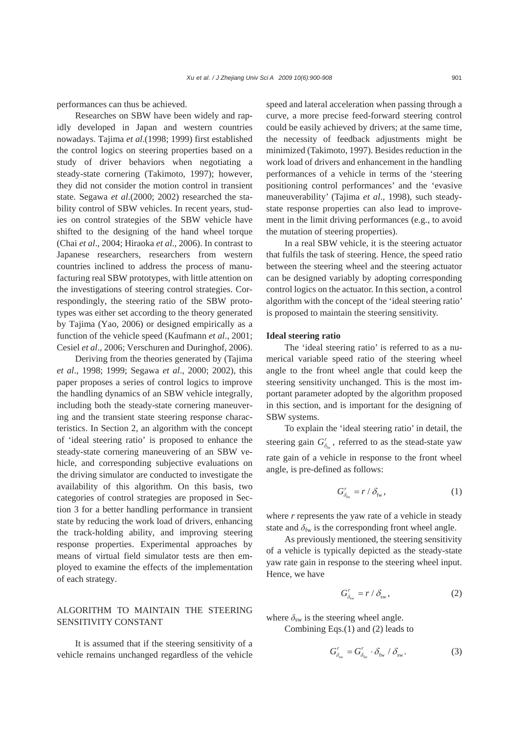performances can thus be achieved.

Researches on SBW have been widely and rapidly developed in Japan and western countries nowadays. Tajima *et al*.(1998; 1999) first established the control logics on steering properties based on a study of driver behaviors when negotiating a steady-state cornering (Takimoto, 1997); however, they did not consider the motion control in transient state. Segawa *et al*.(2000; 2002) researched the stability control of SBW vehicles. In recent years, studies on control strategies of the SBW vehicle have shifted to the designing of the hand wheel torque (Chai *et al*., 2004; Hiraoka *et al*., 2006). In contrast to Japanese researchers, researchers from western countries inclined to address the process of manufacturing real SBW prototypes, with little attention on the investigations of steering control strategies. Correspondingly, the steering ratio of the SBW prototypes was either set according to the theory generated by Tajima (Yao, 2006) or designed empirically as a function of the vehicle speed (Kaufmann *et al*., 2001; Cesiel *et al*., 2006; Verschuren and Duringhof, 2006).

Deriving from the theories generated by (Tajima *et al*., 1998; 1999; Segawa *et al*., 2000; 2002), this paper proposes a series of control logics to improve the handling dynamics of an SBW vehicle integrally, including both the steady-state cornering maneuvering and the transient state steering response characteristics. In Section 2, an algorithm with the concept of 'ideal steering ratio' is proposed to enhance the steady-state cornering maneuvering of an SBW vehicle, and corresponding subjective evaluations on the driving simulator are conducted to investigate the availability of this algorithm. On this basis, two categories of control strategies are proposed in Section 3 for a better handling performance in transient state by reducing the work load of drivers, enhancing the track-holding ability, and improving steering response properties. Experimental approaches by means of virtual field simulator tests are then employed to examine the effects of the implementation of each strategy.

## ALGORITHM TO MAINTAIN THE STEERING SENSITIVITY CONSTANT

It is assumed that if the steering sensitivity of a vehicle remains unchanged regardless of the vehicle speed and lateral acceleration when passing through a curve, a more precise feed-forward steering control could be easily achieved by drivers; at the same time, the necessity of feedback adjustments might be minimized (Takimoto, 1997). Besides reduction in the work load of drivers and enhancement in the handling performances of a vehicle in terms of the 'steering positioning control performances' and the 'evasive maneuverability' (Tajima *et al*., 1998), such steady-state response properties can also lead to improvement in the limit driving performances (e.g., to avoid the mutation of steering properties).

In a real SBW vehicle, it is the steering actuator that fulfils the task of steering. Hence, the speed ratio between the steering wheel and the steering actuator can be designed variably by adopting corresponding control logics on the actuator. In this section, a control algorithm with the concept of the 'ideal steering ratio' is proposed to maintain the steering sensitivity.

### Ideal steering ratio

The 'ideal steering ratio' is referred to as a numerical variable speed ratio of the steering wheel angle to the front wheel angle that could keep the steering sensitivity unchanged. This is the most important parameter adopted by the algorithm proposed in this section, and is important for the designing of SBW systems.

To explain the 'ideal steering ratio' in detail, the steering gain $G_{\delta_{\rm fw}}^{r}$, referred to as the stead-state yaw rate gain of a vehicle in response to the front wheel angle, is pre-defined as follows:

$$G_{\delta_{\rm fw}}^{r} = r / \delta_{\rm fw}, \tag{1}$$

where *r* represents the yaw rate of a vehicle in steady state and $\delta_{\rm fw}$ is the corresponding front wheel angle.

As previously mentioned, the steering sensitivity of a vehicle is typically depicted as the steady-state yaw rate gain in response to the steering wheel input. Hence, we have

$$G_{\delta_{\rm sw}}^{r} = r / \delta_{\rm sw}, \tag{2}$$

where $\delta_{\rm sw}$ is the steering wheel angle.

Combining Eqs.(1) and (2) leads to

$$G_{\delta_{\rm sw}}^{r} = G_{\delta_{\rm fw}}^{r} \cdot \delta_{\rm fw} / \delta_{\rm sw}. \tag{3}$$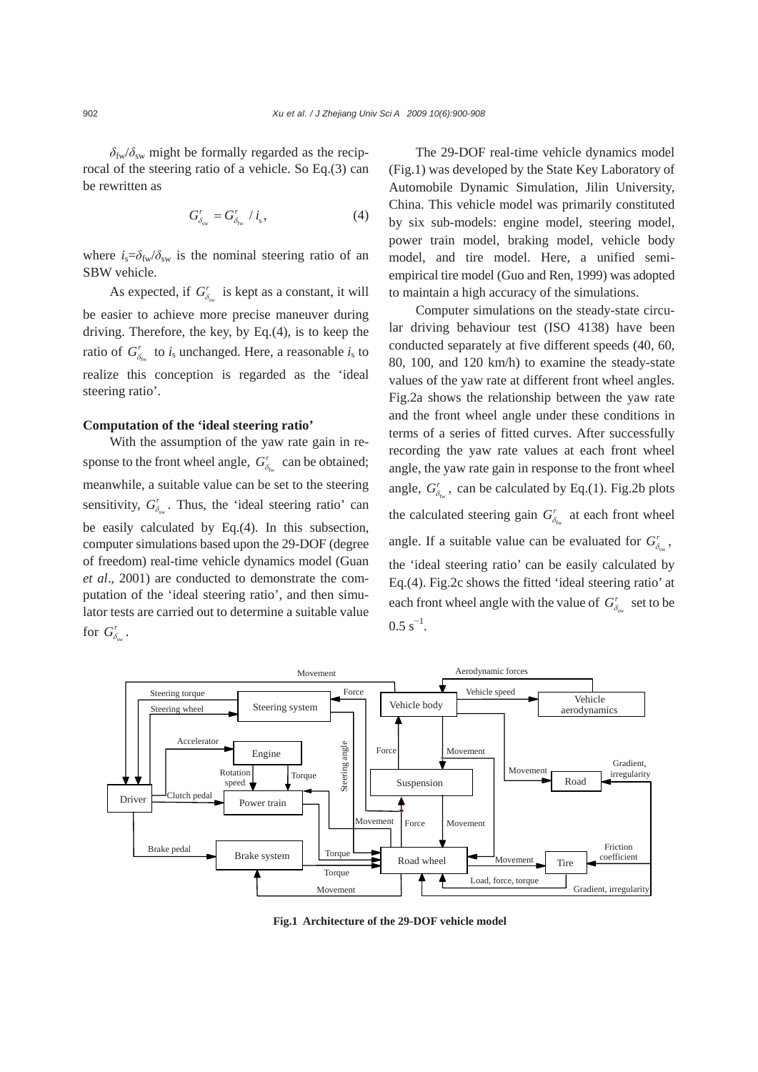$\delta_{fw}/\delta_{sw}$ might be formally regarded as the reciprocal of the steering ratio of a vehicle. So Eq.(3) can be rewritten as

$$G_{\delta_{sw}}^{r} = G_{\delta_{fw}}^{r} / i_s, \tag{4}$$

where $i_s=\delta_{fw}/\delta_{sw}$ is the nominal steering ratio of an SBW vehicle.

As expected, if $G_{\delta_{sw}}^{r}$ is kept as a constant, it will be easier to achieve more precise maneuver during driving. Therefore, the key, by Eq.(4), is to keep the ratio of $G_{\delta_{fw}}^{r}$ to $i_s$ unchanged. Here, a reasonable $i_s$ to realize this conception is regarded as the 'ideal steering ratio'.

**Computation of the 'ideal steering ratio'**

With the assumption of the yaw rate gain in response to the front wheel angle, $G_{\delta_{fw}}^{r}$ can be obtained; meanwhile, a suitable value can be set to the steering sensitivity, $G_{\delta_{sw}}^{r}$. Thus, the 'ideal steering ratio' can be easily calculated by Eq.(4). In this subsection, computer simulations based upon the 29-DOF (degree of freedom) real-time vehicle dynamics model (Guan *et al*., 2001) are conducted to demonstrate the computation of the 'ideal steering ratio', and then simulator tests are carried out to determine a suitable value for $G_{\delta_{sw}}^{r}$.

The 29-DOF real-time vehicle dynamics model (Fig.1) was developed by the State Key Laboratory of Automobile Dynamic Simulation, Jilin University, China. This vehicle model was primarily constituted by six sub-models: engine model, steering model, power train model, braking model, vehicle body model, and tire model. Here, a unified semi-empirical tire model (Guo and Ren, 1999) was adopted to maintain a high accuracy of the simulations.

Computer simulations on the steady-state circular driving behaviour test (ISO 4138) have been conducted separately at five different speeds (40, 60, 80, 100, and 120 km/h) to examine the steady-state values of the yaw rate at different front wheel angles. Fig.2a shows the relationship between the yaw rate and the front wheel angle under these conditions in terms of a series of fitted curves. After successfully recording the yaw rate values at each front wheel angle, the yaw rate gain in response to the front wheel angle, $G_{\delta_{fw}}^{r}$, can be calculated by Eq.(1). Fig.2b plots the calculated steering gain $G_{\delta_{fw}}^{r}$ at each front wheel angle. If a suitable value can be evaluated for $G_{\delta_{sw}}^{r}$, the 'ideal steering ratio' can be easily calculated by Eq.(4). Fig.2c shows the fitted 'ideal steering ratio' at each front wheel angle with the value of $G_{\delta_{sw}}^{r}$ set to be $0.5\ s^{-1}$.

**Fig.1 Architecture of the 29-DOF vehicle model**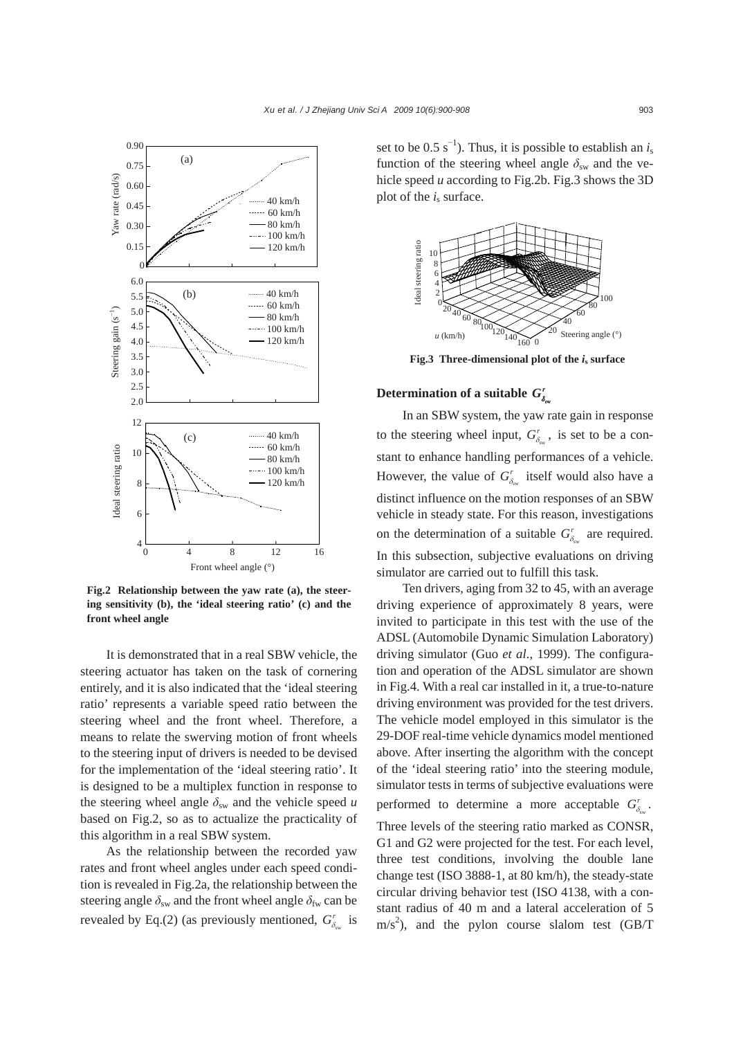Fig.2 Relationship between the yaw rate (a), the steering sensitivity (b), the 'ideal steering ratio' (c) and the front wheel angle

It is demonstrated that in a real SBW vehicle, the steering actuator has taken on the task of cornering entirely, and it is also indicated that the 'ideal steering ratio' represents a variable speed ratio between the steering wheel and the front wheel. Therefore, a means to relate the swerving motion of front wheels to the steering input of drivers is needed to be devised for the implementation of the 'ideal steering ratio'. It is designed to be a multiplex function in response to the steering wheel angle $\delta_{sw}$ and the vehicle speed $u$ based on Fig.2, so as to actualize the practicality of this algorithm in a real SBW system.

As the relationship between the recorded yaw rates and front wheel angles under each speed condition is revealed in Fig.2a, the relationship between the steering angle $\delta_{sw}$ and the front wheel angle $\delta_{fw}$ can be revealed by Eq.(2) (as previously mentioned, $G_{\delta_{sw}}^{r}$ is set to be 0.5 $s^{-1}$). Thus, it is possible to establish an $i_s$ function of the steering wheel angle $\delta_{sw}$ and the vehicle speed $u$ according to Fig.2b. Fig.3 shows the 3D plot of the $i_s$ surface.

**Fig.3 Three-dimensional plot of the $i_s$ surface**

### Determination of a suitable $G_{\delta_{sw}}^{r}$

In an SBW system, the yaw rate gain in response to the steering wheel input, $G_{\delta_{sw}}^{r}$, is set to be a constant to enhance handling performances of a vehicle. However, the value of $G_{\delta_{sw}}^{r}$ itself would also have a distinct influence on the motion responses of an SBW vehicle in steady state. For this reason, investigations on the determination of a suitable $G_{\delta_{sw}}^{r}$ are required. In this subsection, subjective evaluations on driving simulator are carried out to fulfill this task.

Ten drivers, aging from 32 to 45, with an average driving experience of approximately 8 years, were invited to participate in this test with the use of the ADSL (Automobile Dynamic Simulation Laboratory) driving simulator (Guo *et al*., 1999). The configuration and operation of the ADSL simulator are shown in Fig.4. With a real car installed in it, a true-to-nature driving environment was provided for the test drivers. The vehicle model employed in this simulator is the 29-DOF real-time vehicle dynamics model mentioned above. After inserting the algorithm with the concept of the 'ideal steering ratio' into the steering module, simulator tests in terms of subjective evaluations were performed to determine a more acceptable $G_{\delta_{sw}}^{r}$. Three levels of the steering ratio marked as CONSR, G1 and G2 were projected for the test. For each level, three test conditions, involving the double lane change test (ISO 3888-1, at 80 km/h), the steady-state circular driving behavior test (ISO 4138, with a constant radius of 40 m and a lateral acceleration of 5 $m/s^2$), and the pylon course slalom test (GB/T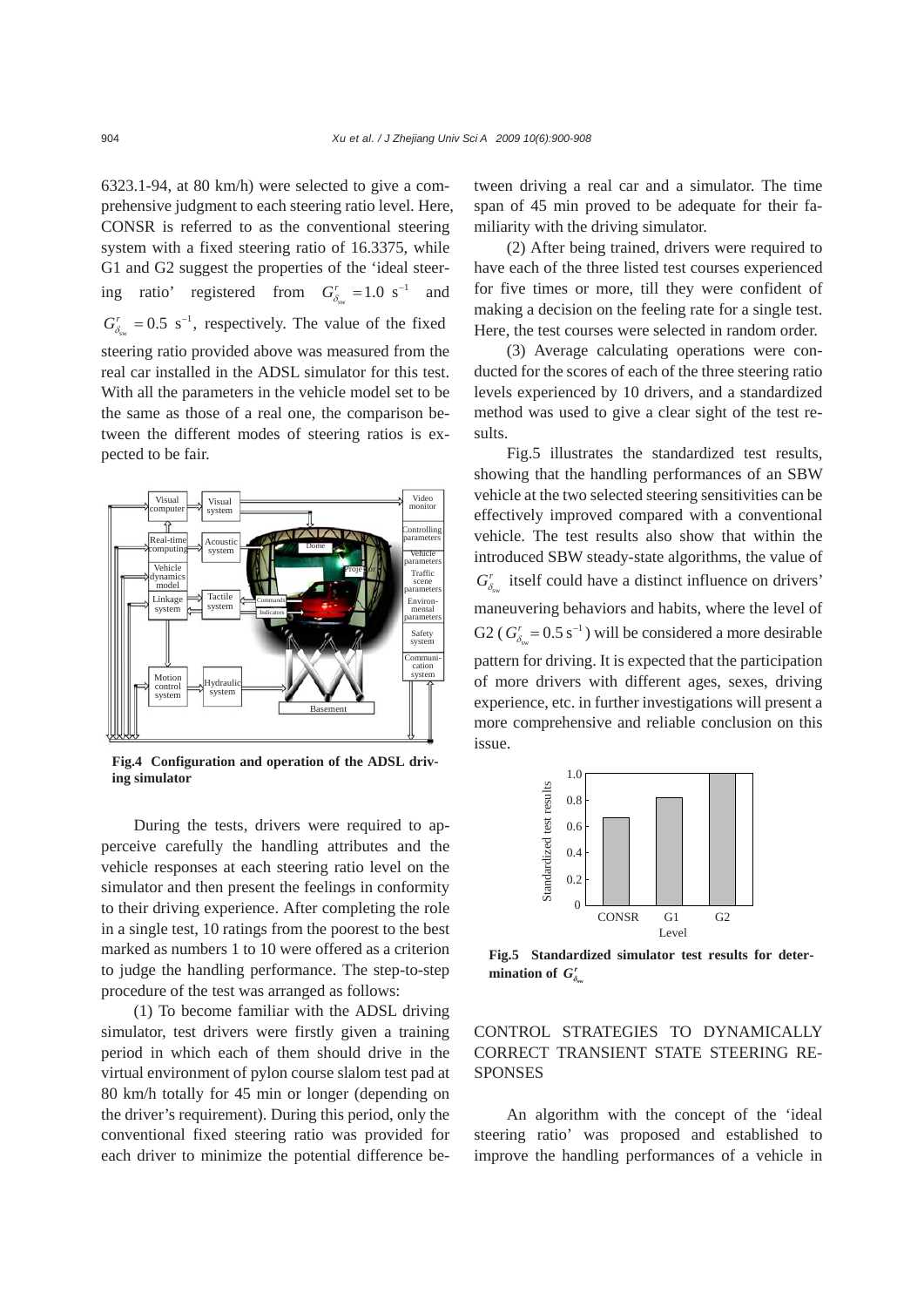6323.1-94, at 80 km/h) were selected to give a comprehensive judgment to each steering ratio level. Here, CONSR is referred to as the conventional steering system with a fixed steering ratio of 16.3375, while G1 and G2 suggest the properties of the 'ideal steering ratio' registered from $G^r_{\delta_{sw}}=1.0\ \text{s}^{-1}$ and $G^r_{\delta_{sw}}=0.5\ \text{s}^{-1}$, respectively. The value of the fixed steering ratio provided above was measured from the real car installed in the ADSL simulator for this test. With all the parameters in the vehicle model set to be the same as those of a real one, the comparison between the different modes of steering ratios is expected to be fair.

**Fig.4 Configuration and operation of the ADSL driving simulator**

During the tests, drivers were required to apperceive carefully the handling attributes and the vehicle responses at each steering ratio level on the simulator and then present the feelings in conformity to their driving experience. After completing the role in a single test, 10 ratings from the poorest to the best marked as numbers 1 to 10 were offered as a criterion to judge the handling performance. The step-to-step procedure of the test was arranged as follows:

(1) To become familiar with the ADSL driving simulator, test drivers were firstly given a training period in which each of them should drive in the virtual environment of pylon course slalom test pad at 80 km/h totally for 45 min or longer (depending on the driver's requirement). During this period, only the conventional fixed steering ratio was provided for each driver to minimize the potential difference between driving a real car and a simulator. The time span of 45 min proved to be adequate for their familiarity with the driving simulator.

(2) After being trained, drivers were required to have each of the three listed test courses experienced for five times or more, till they were confident of making a decision on the feeling rate for a single test. Here, the test courses were selected in random order.

(3) Average calculating operations were conducted for the scores of each of the three steering ratio levels experienced by 10 drivers, and a standardized method was used to give a clear sight of the test results.

Fig.5 illustrates the standardized test results, showing that the handling performances of an SBW vehicle at the two selected steering sensitivities can be effectively improved compared with a conventional vehicle. The test results also show that within the introduced SBW steady-state algorithms, the value of $G^r_{\delta_{sw}}$ itself could have a distinct influence on drivers' maneuvering behaviors and habits, where the level of G2 ($G^r_{\delta_{sw}}=0.5\ \text{s}^{-1}$) will be considered a more desirable pattern for driving. It is expected that the participation of more drivers with different ages, sexes, driving experience, etc. in further investigations will present a more comprehensive and reliable conclusion on this issue.

**Fig.5 Standardized simulator test results for determination of $G^r_{\delta_{sw}}$**

## CONTROL STRATEGIES TO DYNAMICALLY CORRECT TRANSIENT STATE STEERING RESPONSES

An algorithm with the concept of the 'ideal steering ratio' was proposed and established to improve the handling performances of a vehicle in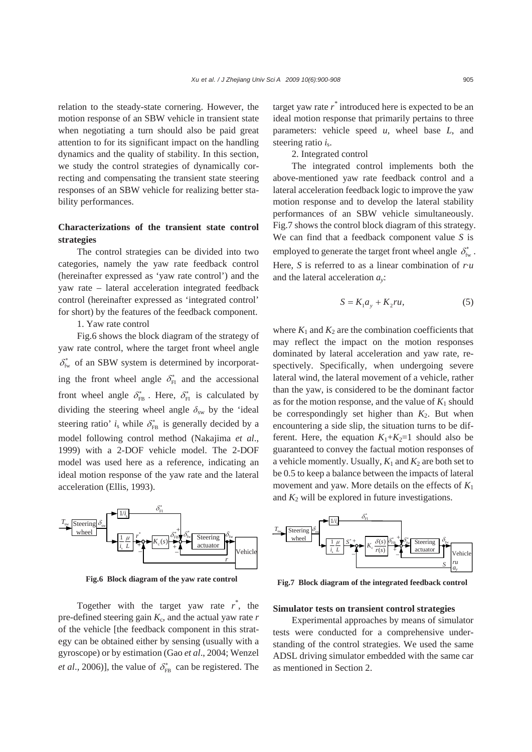relation to the steady-state cornering. However, the motion response of an SBW vehicle in transient state when negotiating a turn should also be paid great attention to for its significant impact on the handling dynamics and the quality of stability. In this section, we study the control strategies of dynamically correcting and compensating the transient state steering responses of an SBW vehicle for realizing better stability performances.

## Characterizations of the transient state control strategies

The control strategies can be divided into two categories, namely the yaw rate feedback control (hereinafter expressed as 'yaw rate control') and the yaw rate – lateral acceleration integrated feedback control (hereinafter expressed as 'integrated control' for short) by the features of the feedback component.

1. Yaw rate control

Fig.6 shows the block diagram of the strategy of yaw rate control, where the target front wheel angle $\delta_{\mathrm{fw}}^{*}$ of an SBW system is determined by incorporating the front wheel angle $\delta_{\mathrm{FI}}^{*}$ and the accessional front wheel angle $\delta_{\mathrm{FB}}^{*}$. Here, $\delta_{\mathrm{FI}}^{*}$ is calculated by dividing the steering wheel angle $\delta_{\mathrm{sw}}$ by the 'ideal steering ratio' $i_{\mathrm{s}}$ while $\delta_{\mathrm{FB}}^{*}$ is generally decided by a model following control method (Nakajima *et al*., 1999) with a 2-DOF vehicle model. The 2-DOF model was used here as a reference, indicating an ideal motion response of the yaw rate and the lateral acceleration (Ellis, 1993).

**Fig.6 Block diagram of the yaw rate control**

Together with the target yaw rate $r^{*}$, the pre-defined steering gain $K_{\mathrm{c}}$, and the actual yaw rate $r$ of the vehicle [the feedback component in this strategy can be obtained either by sensing (usually with a gyroscope) or by estimation (Gao *et al*., 2004; Wenzel *et al*., 2006)], the value of $\delta_{\mathrm{FB}}^{*}$ can be registered. The target yaw rate $r^{*}$ introduced here is expected to be an ideal motion response that primarily pertains to three parameters: vehicle speed $u$, wheel base $L$, and steering ratio $i_{\mathrm{s}}$.

2. Integrated control

The integrated control implements both the above-mentioned yaw rate feedback control and a lateral acceleration feedback logic to improve the yaw motion response and to develop the lateral stability performances of an SBW vehicle simultaneously. Fig.7 shows the control block diagram of this strategy. We can find that a feedback component value $S$ is employed to generate the target front wheel angle $\delta_{\mathrm{fw}}^{*}$. Here, $S$ is referred to as a linear combination of $r{\cdot}u$ and the lateral acceleration $a_y$:

$$S = K_1 a_y + K_2 ru, \tag{5}$$

where $K_1$ and $K_2$ are the combination coefficients that may reflect the impact on the motion responses dominated by lateral acceleration and yaw rate, respectively. Specifically, when undergoing severe lateral wind, the lateral movement of a vehicle, rather than the yaw, is considered to be the dominant factor as for the motion response, and the value of $K_1$ should be correspondingly set higher than $K_2$. But when encountering a side slip, the situation turns to be different. Here, the equation $K_1+K_2=1$ should also be guaranteed to convey the factual motion responses of a vehicle momently. Usually, $K_1$ and $K_2$ are both set to be 0.5 to keep a balance between the impacts of lateral movement and yaw. More details on the effects of $K_1$ and $K_2$ will be explored in future investigations.

**Fig.7 Block diagram of the integrated feedback control**

## Simulator tests on transient control strategies

Experimental approaches by means of simulator tests were conducted for a comprehensive understanding of the control strategies. We used the same ADSL driving simulator embedded with the same car as mentioned in Section 2.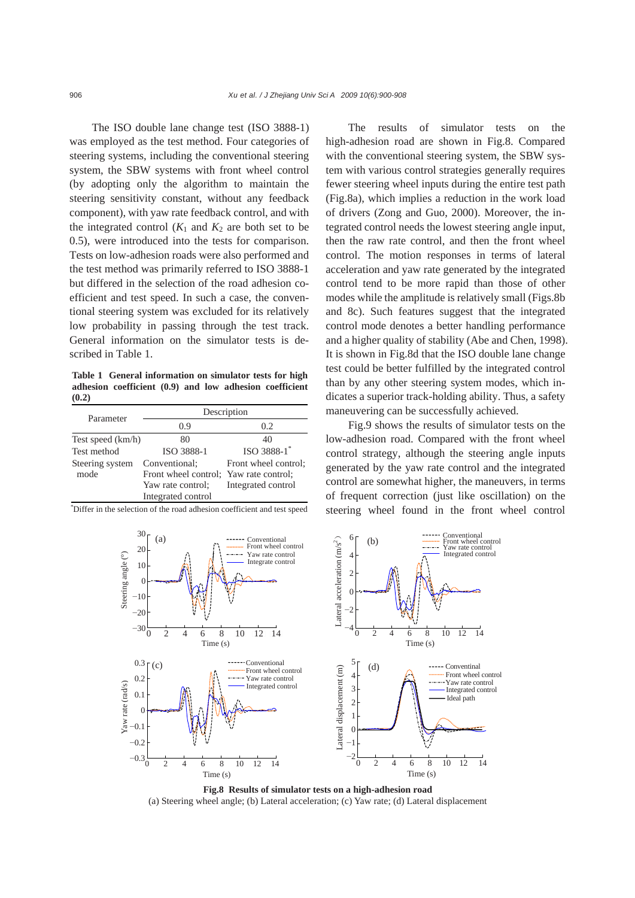The ISO double lane change test (ISO 3888-1) was employed as the test method. Four categories of steering systems, including the conventional steering system, the SBW systems with front wheel control (by adopting only the algorithm to maintain the steering sensitivity constant, without any feedback component), with yaw rate feedback control, and with the integrated control ($K_1$ and $K_2$ are both set to be 0.5), were introduced into the tests for comparison. Tests on low-adhesion roads were also performed and the test method was primarily referred to ISO 3888-1 but differed in the selection of the road adhesion coefficient and test speed. In such a case, the conventional steering system was excluded for its relatively low probability in passing through the test track. General information on the simulator tests is described in Table 1.

**Table 1 General information on simulator tests for high adhesion coefficient (0.9) and low adhesion coefficient (0.2)**

| Parameter | Description | |
|---|---|---|
| | 0.9 | 0.2 |
| Test speed (km/h) | 80 | 40 |
| Test method | ISO 3888-1 | ISO 3888-1* |
| Steering system mode | Conventional; Front wheel control; Yaw rate control; Integrated control | Front wheel control; Yaw rate control; Integrated control |

*Differ in the selection of the road adhesion coefficient and test speed

The results of simulator tests on the high-adhesion road are shown in Fig.8. Compared with the conventional steering system, the SBW system with various control strategies generally requires fewer steering wheel inputs during the entire test path (Fig.8a), which implies a reduction in the work load of drivers (Zong and Guo, 2000). Moreover, the integrated control needs the lowest steering angle input, then the raw rate control, and then the front wheel control. The motion responses in terms of lateral acceleration and yaw rate generated by the integrated control tend to be more rapid than those of other modes while the amplitude is relatively small (Figs.8b and 8c). Such features suggest that the integrated control mode denotes a better handling performance and a higher quality of stability (Abe and Chen, 1998). It is shown in Fig.8d that the ISO double lane change test could be better fulfilled by the integrated control than by any other steering system modes, which indicates a superior track-holding ability. Thus, a safety maneuvering can be successfully achieved.

Fig.9 shows the results of simulator tests on the low-adhesion road. Compared with the front wheel control strategy, although the steering angle inputs generated by the yaw rate control and the integrated control are somewhat higher, the maneuvers, in terms of frequent correction (just like oscillation) on the steering wheel found in the front wheel control

**Fig.8 Results of simulator tests on a high-adhesion road**
(a) Steering wheel angle; (b) Lateral acceleration; (c) Yaw rate; (d) Lateral displacement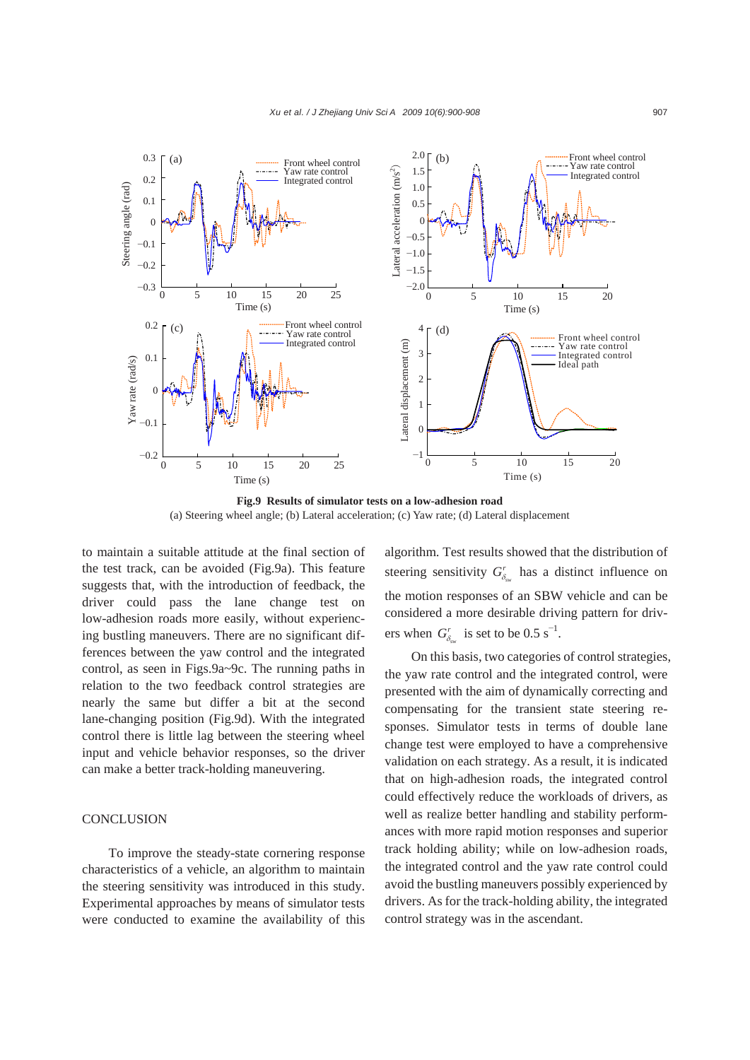**Fig.9 Results of simulator tests on a low-adhesion road**
(a) Steering wheel angle; (b) Lateral acceleration; (c) Yaw rate; (d) Lateral displacement

to maintain a suitable attitude at the final section of the test track, can be avoided (Fig.9a). This feature suggests that, with the introduction of feedback, the driver could pass the lane change test on low-adhesion roads more easily, without experiencing bustling maneuvers. There are no significant differences between the yaw control and the integrated control, as seen in Figs.9a~9c. The running paths in relation to the two feedback control strategies are nearly the same but differ a bit at the second lane-changing position (Fig.9d). With the integrated control there is little lag between the steering wheel input and vehicle behavior responses, so the driver can make a better track-holding maneuvering.

## CONCLUSION

To improve the steady-state cornering response characteristics of a vehicle, an algorithm to maintain the steering sensitivity was introduced in this study. Experimental approaches by means of simulator tests were conducted to examine the availability of this algorithm. Test results showed that the distribution of steering sensitivity $G_{\delta_{sw}}^{r}$ has a distinct influence on the motion responses of an SBW vehicle and can be considered a more desirable driving pattern for drivers when $G_{\delta_{sw}}^{r}$ is set to be 0.5 s$^{-1}$.

On this basis, two categories of control strategies, the yaw rate control and the integrated control, were presented with the aim of dynamically correcting and compensating for the transient state steering responses. Simulator tests in terms of double lane change test were employed to have a comprehensive validation on each strategy. As a result, it is indicated that on high-adhesion roads, the integrated control could effectively reduce the workloads of drivers, as well as realize better handling and stability performances with more rapid motion responses and superior track holding ability; while on low-adhesion roads, the integrated control and the yaw rate control could avoid the bustling maneuvers possibly experienced by drivers. As for the track-holding ability, the integrated control strategy was in the ascendant.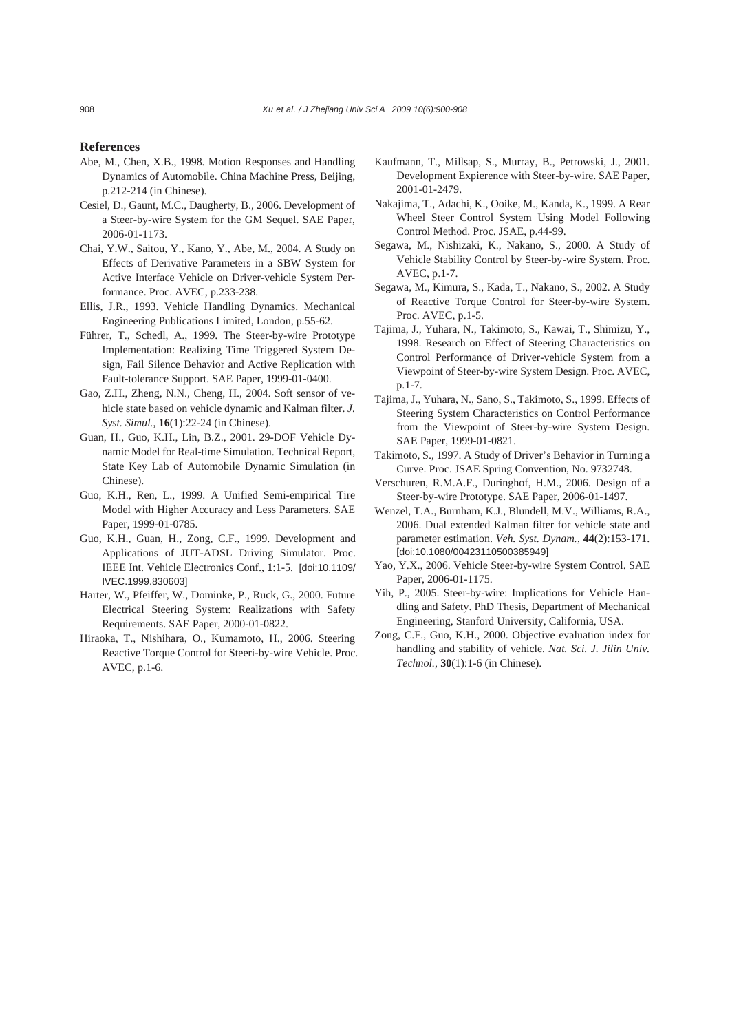## References

Abe, M., Chen, X.B., 1998. Motion Responses and Handling Dynamics of Automobile. China Machine Press, Beijing, p.212-214 (in Chinese).

Cesiel, D., Gaunt, M.C., Daugherty, B., 2006. Development of a Steer-by-wire System for the GM Sequel. SAE Paper, 2006-01-1173.

Chai, Y.W., Saitou, Y., Kano, Y., Abe, M., 2004. A Study on Effects of Derivative Parameters in a SBW System for Active Interface Vehicle on Driver-vehicle System Performance. Proc. AVEC, p.233-238.

Ellis, J.R., 1993. Vehicle Handling Dynamics. Mechanical Engineering Publications Limited, London, p.55-62.

Führer, T., Schedl, A., 1999. The Steer-by-wire Prototype Implementation: Realizing Time Triggered System Design, Fail Silence Behavior and Active Replication with Fault-tolerance Support. SAE Paper, 1999-01-0400.

Gao, Z.H., Zheng, N.N., Cheng, H., 2004. Soft sensor of vehicle state based on vehicle dynamic and Kalman filter. *J. Syst. Simul.*, **16**(1):22-24 (in Chinese).

Guan, H., Guo, K.H., Lin, B.Z., 2001. 29-DOF Vehicle Dynamic Model for Real-time Simulation. Technical Report, State Key Lab of Automobile Dynamic Simulation (in Chinese).

Guo, K.H., Ren, L., 1999. A Unified Semi-empirical Tire Model with Higher Accuracy and Less Parameters. SAE Paper, 1999-01-0785.

Guo, K.H., Guan, H., Zong, C.F., 1999. Development and Applications of JUT-ADSL Driving Simulator. Proc. IEEE Int. Vehicle Electronics Conf., **1**:1-5. [doi:10.1109/IVEC.1999.830603]

Harter, W., Pfeiffer, W., Dominke, P., Ruck, G., 2000. Future Electrical Steering System: Realizations with Safety Requirements. SAE Paper, 2000-01-0822.

Hiraoka, T., Nishihara, O., Kumamoto, H., 2006. Steering Reactive Torque Control for Steeri-by-wire Vehicle. Proc. AVEC, p.1-6.

Kaufmann, T., Millsap, S., Murray, B., Petrowski, J., 2001. Development Expierence with Steer-by-wire. SAE Paper, 2001-01-2479.

Nakajima, T., Adachi, K., Ooike, M., Kanda, K., 1999. A Rear Wheel Steer Control System Using Model Following Control Method. Proc. JSAE, p.44-99.

Segawa, M., Nishizaki, K., Nakano, S., 2000. A Study of Vehicle Stability Control by Steer-by-wire System. Proc. AVEC, p.1-7.

Segawa, M., Kimura, S., Kada, T., Nakano, S., 2002. A Study of Reactive Torque Control for Steer-by-wire System. Proc. AVEC, p.1-5.

Tajima, J., Yuhara, N., Takimoto, S., Kawai, T., Shimizu, Y., 1998. Research on Effect of Steering Characteristics on Control Performance of Driver-vehicle System from a Viewpoint of Steer-by-wire System Design. Proc. AVEC, p.1-7.

Tajima, J., Yuhara, N., Sano, S., Takimoto, S., 1999. Effects of Steering System Characteristics on Control Performance from the Viewpoint of Steer-by-wire System Design. SAE Paper, 1999-01-0821.

Takimoto, S., 1997. A Study of Driver's Behavior in Turning a Curve. Proc. JSAE Spring Convention, No. 9732748.

Verschuren, R.M.A.F., Duringhof, H.M., 2006. Design of a Steer-by-wire Prototype. SAE Paper, 2006-01-1497.

Wenzel, T.A., Burnham, K.J., Blundell, M.V., Williams, R.A., 2006. Dual extended Kalman filter for vehicle state and parameter estimation. *Veh. Syst. Dynam.*, **44**(2):153-171. [doi:10.1080/00423110500385949]

Yao, Y.X., 2006. Vehicle Steer-by-wire System Control. SAE Paper, 2006-01-1175.

Yih, P., 2005. Steer-by-wire: Implications for Vehicle Handling and Safety. PhD Thesis, Department of Mechanical Engineering, Stanford University, California, USA.

Zong, C.F., Guo, K.H., 2000. Objective evaluation index for handling and stability of vehicle. *Nat. Sci. J. Jilin Univ. Technol.*, **30**(1):1-6 (in Chinese).